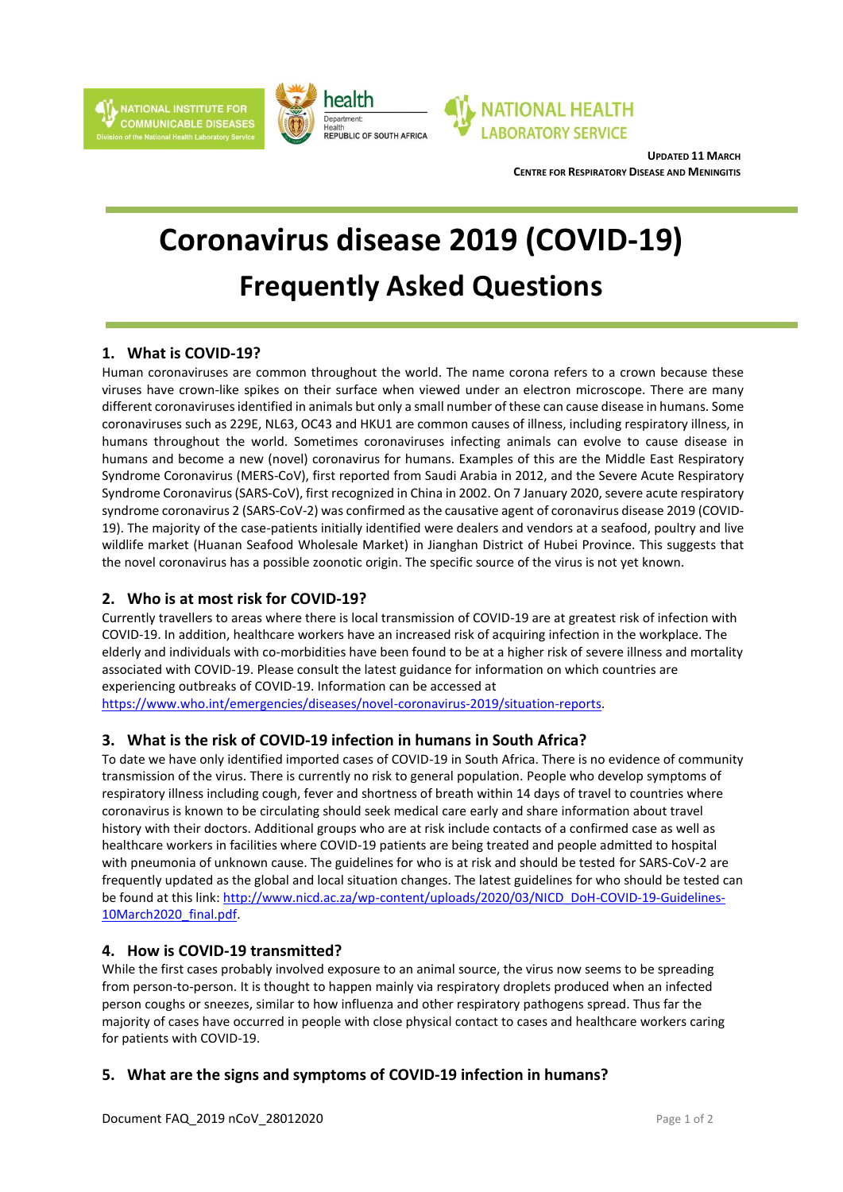NATIONAL INSTITUTE FOR COMMUNICABLE DISEASES
Division of the National Health Laboratory Service

health
Department: Health
REPUBLIC OF SOUTH AFRICA

NATIONAL HEALTH LABORATORY SERVICE

**UPDATED 11 MARCH**
**CENTRE FOR RESPIRATORY DISEASE AND MENINGITIS**

# Coronavirus disease 2019 (COVID-19)
# Frequently Asked Questions

## 1. What is COVID-19?

Human coronaviruses are common throughout the world. The name corona refers to a crown because these viruses have crown-like spikes on their surface when viewed under an electron microscope. There are many different coronaviruses identified in animals but only a small number of these can cause disease in humans. Some coronaviruses such as 229E, NL63, OC43 and HKU1 are common causes of illness, including respiratory illness, in humans throughout the world. Sometimes coronaviruses infecting animals can evolve to cause disease in humans and become a new (novel) coronavirus for humans. Examples of this are the Middle East Respiratory Syndrome Coronavirus (MERS-CoV), first reported from Saudi Arabia in 2012, and the Severe Acute Respiratory Syndrome Coronavirus (SARS-CoV), first recognized in China in 2002. On 7 January 2020, severe acute respiratory syndrome coronavirus 2 (SARS-CoV-2) was confirmed as the causative agent of coronavirus disease 2019 (COVID-19). The majority of the case-patients initially identified were dealers and vendors at a seafood, poultry and live wildlife market (Huanan Seafood Wholesale Market) in Jianghan District of Hubei Province. This suggests that the novel coronavirus has a possible zoonotic origin. The specific source of the virus is not yet known.

## 2. Who is at most risk for COVID-19?

Currently travellers to areas where there is local transmission of COVID-19 are at greatest risk of infection with COVID-19. In addition, healthcare workers have an increased risk of acquiring infection in the workplace. The elderly and individuals with co-morbidities have been found to be at a higher risk of severe illness and mortality associated with COVID-19. Please consult the latest guidance for information on which countries are experiencing outbreaks of COVID-19. Information can be accessed at https://www.who.int/emergencies/diseases/novel-coronavirus-2019/situation-reports.

## 3. What is the risk of COVID-19 infection in humans in South Africa?

To date we have only identified imported cases of COVID-19 in South Africa. There is no evidence of community transmission of the virus. There is currently no risk to general population. People who develop symptoms of respiratory illness including cough, fever and shortness of breath within 14 days of travel to countries where coronavirus is known to be circulating should seek medical care early and share information about travel history with their doctors. Additional groups who are at risk include contacts of a confirmed case as well as healthcare workers in facilities where COVID-19 patients are being treated and people admitted to hospital with pneumonia of unknown cause. The guidelines for who is at risk and should be tested for SARS-CoV-2 are frequently updated as the global and local situation changes. The latest guidelines for who should be tested can be found at this link: http://www.nicd.ac.za/wp-content/uploads/2020/03/NICD_DoH-COVID-19-Guidelines-10March2020_final.pdf.

## 4. How is COVID-19 transmitted?

While the first cases probably involved exposure to an animal source, the virus now seems to be spreading from person-to-person. It is thought to happen mainly via respiratory droplets produced when an infected person coughs or sneezes, similar to how influenza and other respiratory pathogens spread. Thus far the majority of cases have occurred in people with close physical contact to cases and healthcare workers caring for patients with COVID-19.

## 5. What are the signs and symptoms of COVID-19 infection in humans?

Document FAQ_2019 nCoV_28012020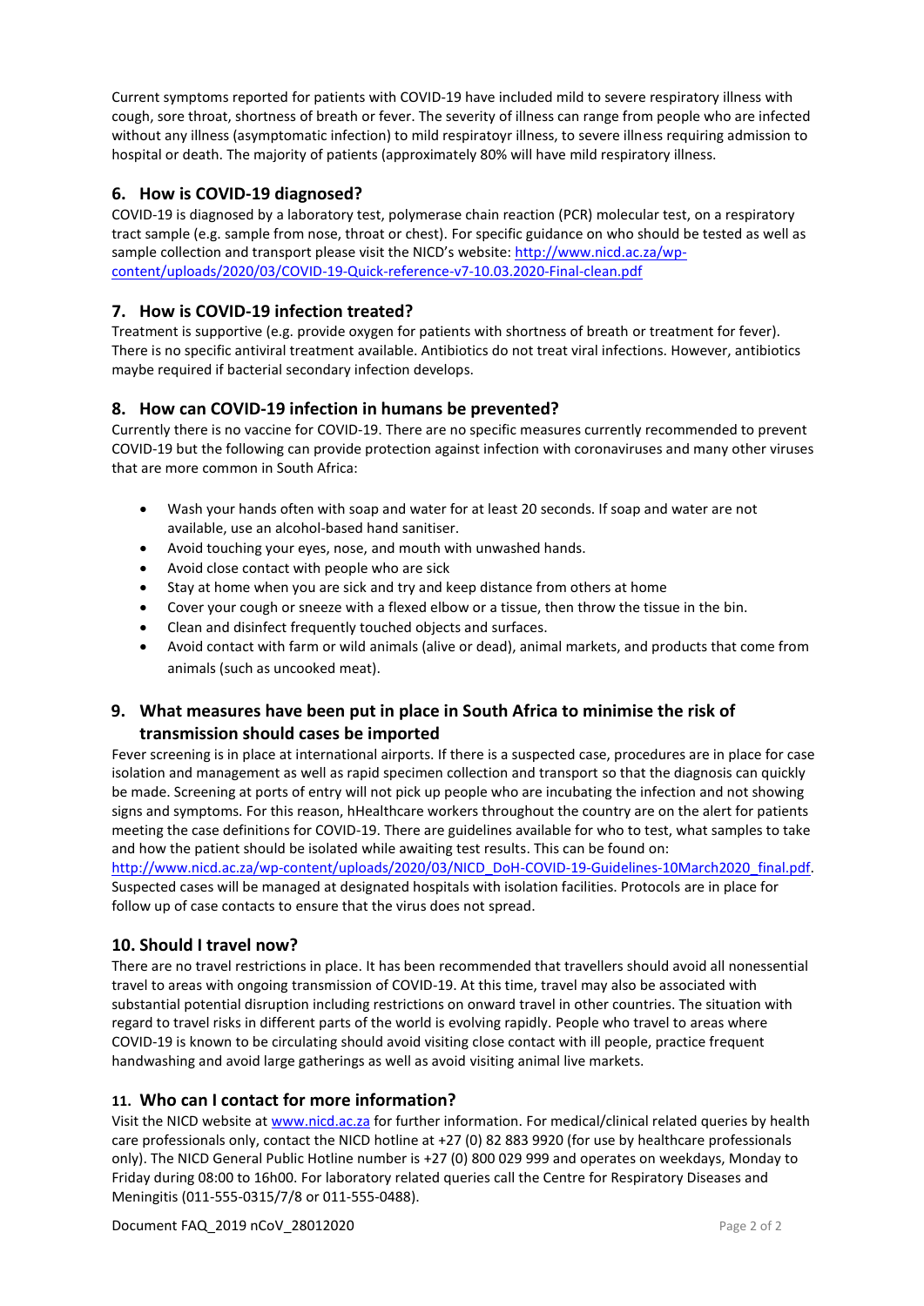Current symptoms reported for patients with COVID-19 have included mild to severe respiratory illness with cough, sore throat, shortness of breath or fever. The severity of illness can range from people who are infected without any illness (asymptomatic infection) to mild respiratoyr illness, to severe illness requiring admission to hospital or death. The majority of patients (approximately 80% will have mild respiratory illness.

## 6. How is COVID-19 diagnosed?

COVID-19 is diagnosed by a laboratory test, polymerase chain reaction (PCR) molecular test, on a respiratory tract sample (e.g. sample from nose, throat or chest). For specific guidance on who should be tested as well as sample collection and transport please visit the NICD's website: http://www.nicd.ac.za/wp-content/uploads/2020/03/COVID-19-Quick-reference-v7-10.03.2020-Final-clean.pdf

## 7. How is COVID-19 infection treated?

Treatment is supportive (e.g. provide oxygen for patients with shortness of breath or treatment for fever). There is no specific antiviral treatment available. Antibiotics do not treat viral infections. However, antibiotics maybe required if bacterial secondary infection develops.

## 8. How can COVID-19 infection in humans be prevented?

Currently there is no vaccine for COVID-19. There are no specific measures currently recommended to prevent COVID-19 but the following can provide protection against infection with coronaviruses and many other viruses that are more common in South Africa:

- Wash your hands often with soap and water for at least 20 seconds. If soap and water are not available, use an alcohol-based hand sanitiser.
- Avoid touching your eyes, nose, and mouth with unwashed hands.
- Avoid close contact with people who are sick
- Stay at home when you are sick and try and keep distance from others at home
- Cover your cough or sneeze with a flexed elbow or a tissue, then throw the tissue in the bin.
- Clean and disinfect frequently touched objects and surfaces.
- Avoid contact with farm or wild animals (alive or dead), animal markets, and products that come from animals (such as uncooked meat).

## 9. What measures have been put in place in South Africa to minimise the risk of transmission should cases be imported

Fever screening is in place at international airports. If there is a suspected case, procedures are in place for case isolation and management as well as rapid specimen collection and transport so that the diagnosis can quickly be made. Screening at ports of entry will not pick up people who are incubating the infection and not showing signs and symptoms. For this reason, hHealthcare workers throughout the country are on the alert for patients meeting the case definitions for COVID-19. There are guidelines available for who to test, what samples to take and how the patient should be isolated while awaiting test results. This can be found on: http://www.nicd.ac.za/wp-content/uploads/2020/03/NICD_DoH-COVID-19-Guidelines-10March2020_final.pdf. Suspected cases will be managed at designated hospitals with isolation facilities. Protocols are in place for follow up of case contacts to ensure that the virus does not spread.

## 10. Should I travel now?

There are no travel restrictions in place. It has been recommended that travellers should avoid all nonessential travel to areas with ongoing transmission of COVID-19. At this time, travel may also be associated with substantial potential disruption including restrictions on onward travel in other countries. The situation with regard to travel risks in different parts of the world is evolving rapidly. People who travel to areas where COVID-19 is known to be circulating should avoid visiting close contact with ill people, practice frequent handwashing and avoid large gatherings as well as avoid visiting animal live markets.

## 11. Who can I contact for more information?

Visit the NICD website at www.nicd.ac.za for further information. For medical/clinical related queries by health care professionals only, contact the NICD hotline at +27 (0) 82 883 9920 (for use by healthcare professionals only). The NICD General Public Hotline number is +27 (0) 800 029 999 and operates on weekdays, Monday to Friday during 08:00 to 16h00. For laboratory related queries call the Centre for Respiratory Diseases and Meningitis (011-555-0315/7/8 or 011-555-0488).

Document FAQ_2019 nCoV_28012020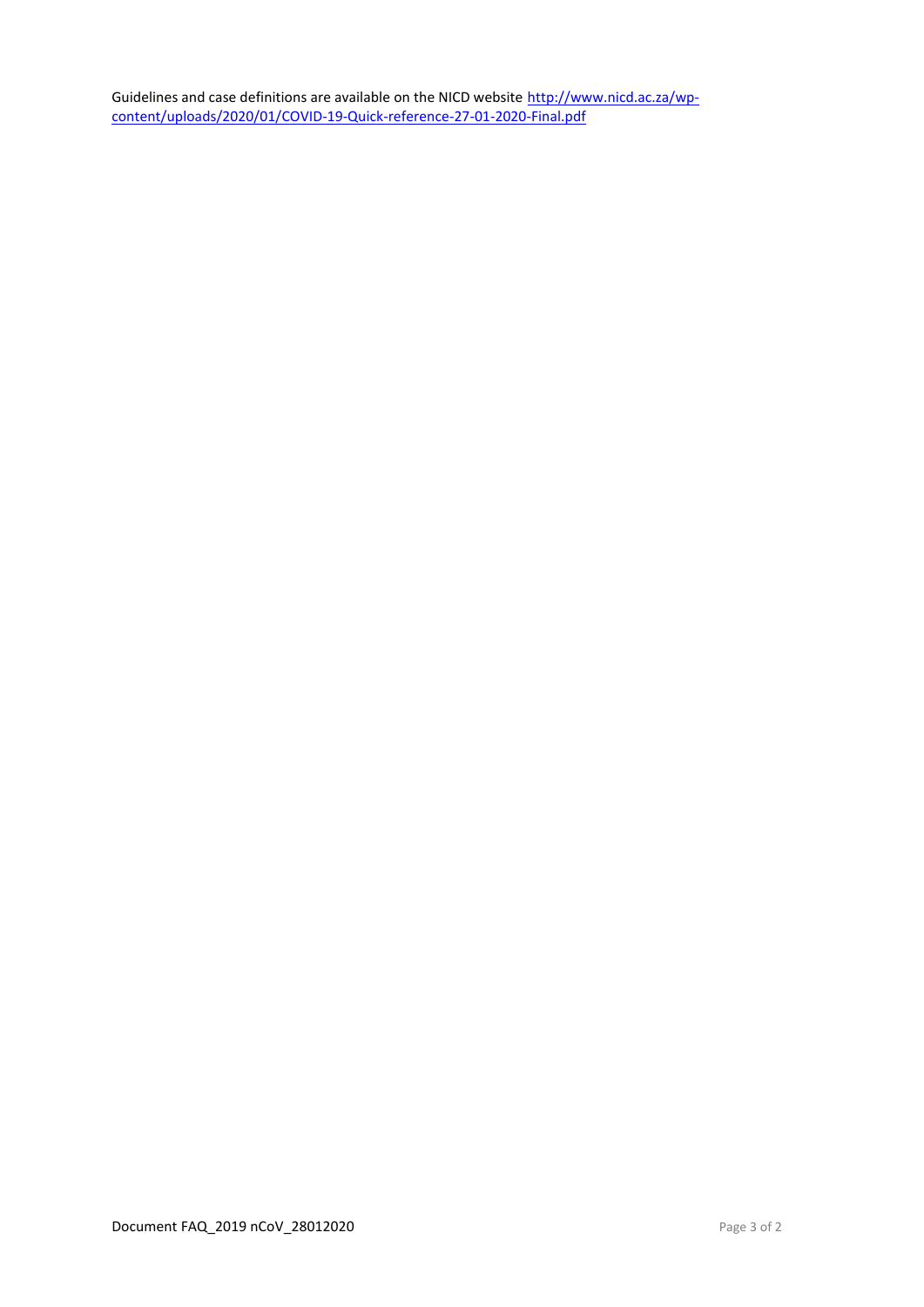Guidelines and case definitions are available on the NICD website [http://www.nicd.ac.za/wp-content/uploads/2020/01/COVID-19-Quick-reference-27-01-2020-Final.pdf](http://www.nicd.ac.za/wp-content/uploads/2020/01/COVID-19-Quick-reference-27-01-2020-Final.pdf)